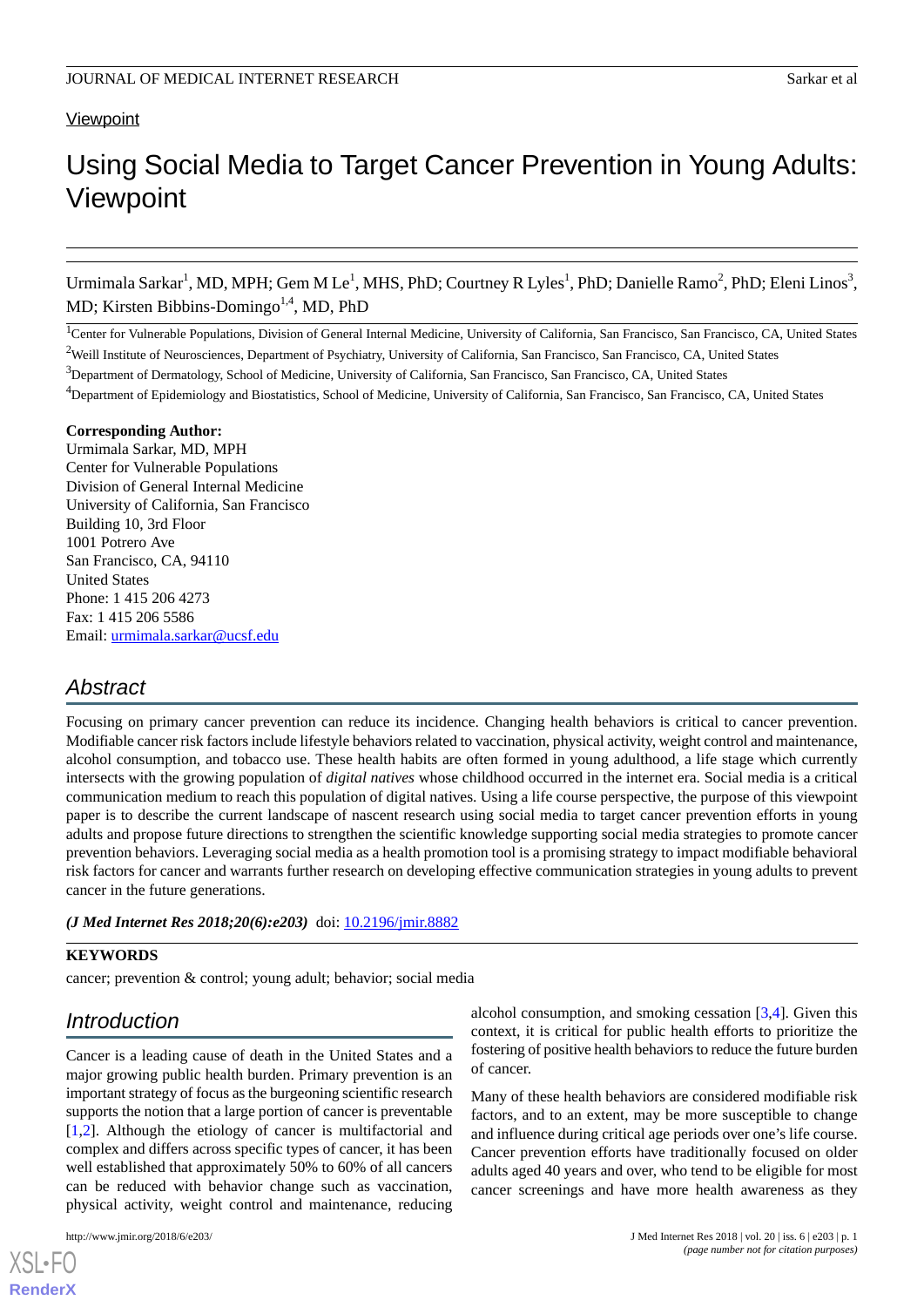Viewpoint

# Using Social Media to Target Cancer Prevention in Young Adults: Viewpoint

Urmimala Sarkar[1], MD, MPH; Gem M Le[1], MHS, PhD; Courtney R Lyles[1], PhD; Danielle Ramo[2], PhD; Eleni Linos[3], MD; Kirsten Bibbins-Domingo[1,4], MD, PhD

[1]Center for Vulnerable Populations, Division of General Internal Medicine, University of California, San Francisco, San Francisco, CA, United States

[2]Weill Institute of Neurosciences, Department of Psychiatry, University of California, San Francisco, San Francisco, CA, United States

[3]Department of Dermatology, School of Medicine, University of California, San Francisco, San Francisco, CA, United States

[4]Department of Epidemiology and Biostatistics, School of Medicine, University of California, San Francisco, San Francisco, CA, United States

**Corresponding Author:**
Urmimala Sarkar, MD, MPH
Center for Vulnerable Populations
Division of General Internal Medicine
University of California, San Francisco
Building 10, 3rd Floor
1001 Potrero Ave
San Francisco, CA, 94110
United States
Phone: 1 415 206 4273
Fax: 1 415 206 5586
Email: urmimala.sarkar@ucsf.edu

## Abstract

Focusing on primary cancer prevention can reduce its incidence. Changing health behaviors is critical to cancer prevention. Modifiable cancer risk factors include lifestyle behaviors related to vaccination, physical activity, weight control and maintenance, alcohol consumption, and tobacco use. These health habits are often formed in young adulthood, a life stage which currently intersects with the growing population of *digital natives* whose childhood occurred in the internet era. Social media is a critical communication medium to reach this population of digital natives. Using a life course perspective, the purpose of this viewpoint paper is to describe the current landscape of nascent research using social media to target cancer prevention efforts in young adults and propose future directions to strengthen the scientific knowledge supporting social media strategies to promote cancer prevention behaviors. Leveraging social media as a health promotion tool is a promising strategy to impact modifiable behavioral risk factors for cancer and warrants further research on developing effective communication strategies in young adults to prevent cancer in the future generations.

***(J Med Internet Res 2018;20(6):e203)*** doi: 10.2196/jmir.8882

**KEYWORDS**

cancer; prevention & control; young adult; behavior; social media

## Introduction

Cancer is a leading cause of death in the United States and a major growing public health burden. Primary prevention is an important strategy of focus as the burgeoning scientific research supports the notion that a large portion of cancer is preventable [1,2]. Although the etiology of cancer is multifactorial and complex and differs across specific types of cancer, it has been well established that approximately 50% to 60% of all cancers can be reduced with behavior change such as vaccination, physical activity, weight control and maintenance, reducing alcohol consumption, and smoking cessation [3,4]. Given this context, it is critical for public health efforts to prioritize the fostering of positive health behaviors to reduce the future burden of cancer.

Many of these health behaviors are considered modifiable risk factors, and to an extent, may be more susceptible to change and influence during critical age periods over one's life course. Cancer prevention efforts have traditionally focused on older adults aged 40 years and over, who tend to be eligible for most cancer screenings and have more health awareness as they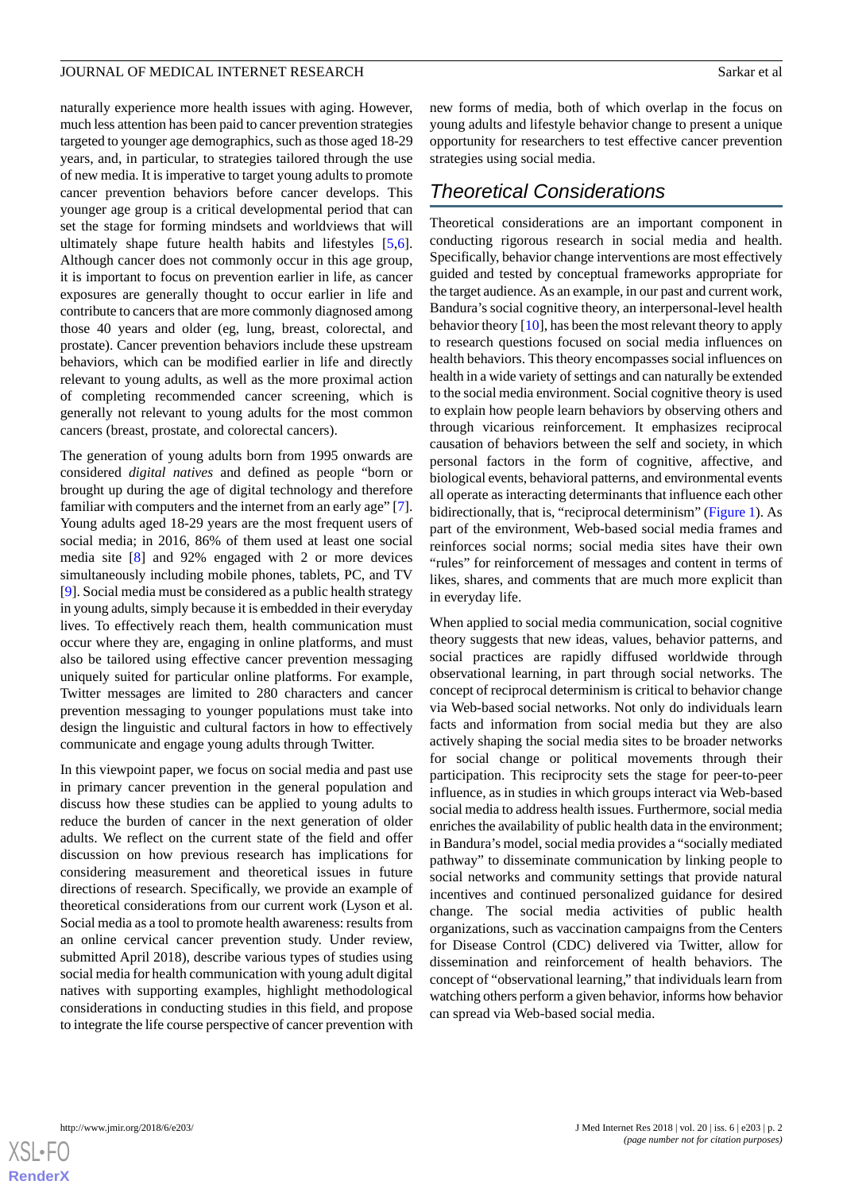naturally experience more health issues with aging. However, much less attention has been paid to cancer prevention strategies targeted to younger age demographics, such as those aged 18-29 years, and, in particular, to strategies tailored through the use of new media. It is imperative to target young adults to promote cancer prevention behaviors before cancer develops. This younger age group is a critical developmental period that can set the stage for forming mindsets and worldviews that will ultimately shape future health habits and lifestyles [5,6]. Although cancer does not commonly occur in this age group, it is important to focus on prevention earlier in life, as cancer exposures are generally thought to occur earlier in life and contribute to cancers that are more commonly diagnosed among those 40 years and older (eg, lung, breast, colorectal, and prostate). Cancer prevention behaviors include these upstream behaviors, which can be modified earlier in life and directly relevant to young adults, as well as the more proximal action of completing recommended cancer screening, which is generally not relevant to young adults for the most common cancers (breast, prostate, and colorectal cancers).

The generation of young adults born from 1995 onwards are considered *digital natives* and defined as people "born or brought up during the age of digital technology and therefore familiar with computers and the internet from an early age" [7]. Young adults aged 18-29 years are the most frequent users of social media; in 2016, 86% of them used at least one social media site [8] and 92% engaged with 2 or more devices simultaneously including mobile phones, tablets, PC, and TV [9]. Social media must be considered as a public health strategy in young adults, simply because it is embedded in their everyday lives. To effectively reach them, health communication must occur where they are, engaging in online platforms, and must also be tailored using effective cancer prevention messaging uniquely suited for particular online platforms. For example, Twitter messages are limited to 280 characters and cancer prevention messaging to younger populations must take into design the linguistic and cultural factors in how to effectively communicate and engage young adults through Twitter.

In this viewpoint paper, we focus on social media and past use in primary cancer prevention in the general population and discuss how these studies can be applied to young adults to reduce the burden of cancer in the next generation of older adults. We reflect on the current state of the field and offer discussion on how previous research has implications for considering measurement and theoretical issues in future directions of research. Specifically, we provide an example of theoretical considerations from our current work (Lyson et al. Social media as a tool to promote health awareness: results from an online cervical cancer prevention study. Under review, submitted April 2018), describe various types of studies using social media for health communication with young adult digital natives with supporting examples, highlight methodological considerations in conducting studies in this field, and propose to integrate the life course perspective of cancer prevention with new forms of media, both of which overlap in the focus on young adults and lifestyle behavior change to present a unique opportunity for researchers to test effective cancer prevention strategies using social media.

## Theoretical Considerations

Theoretical considerations are an important component in conducting rigorous research in social media and health. Specifically, behavior change interventions are most effectively guided and tested by conceptual frameworks appropriate for the target audience. As an example, in our past and current work, Bandura's social cognitive theory, an interpersonal-level health behavior theory [10], has been the most relevant theory to apply to research questions focused on social media influences on health behaviors. This theory encompasses social influences on health in a wide variety of settings and can naturally be extended to the social media environment. Social cognitive theory is used to explain how people learn behaviors by observing others and through vicarious reinforcement. It emphasizes reciprocal causation of behaviors between the self and society, in which personal factors in the form of cognitive, affective, and biological events, behavioral patterns, and environmental events all operate as interacting determinants that influence each other bidirectionally, that is, "reciprocal determinism" (Figure 1). As part of the environment, Web-based social media frames and reinforces social norms; social media sites have their own "rules" for reinforcement of messages and content in terms of likes, shares, and comments that are much more explicit than in everyday life.

When applied to social media communication, social cognitive theory suggests that new ideas, values, behavior patterns, and social practices are rapidly diffused worldwide through observational learning, in part through social networks. The concept of reciprocal determinism is critical to behavior change via Web-based social networks. Not only do individuals learn facts and information from social media but they are also actively shaping the social media sites to be broader networks for social change or political movements through their participation. This reciprocity sets the stage for peer-to-peer influence, as in studies in which groups interact via Web-based social media to address health issues. Furthermore, social media enriches the availability of public health data in the environment; in Bandura's model, social media provides a "socially mediated pathway" to disseminate communication by linking people to social networks and community settings that provide natural incentives and continued personalized guidance for desired change. The social media activities of public health organizations, such as vaccination campaigns from the Centers for Disease Control (CDC) delivered via Twitter, allow for dissemination and reinforcement of health behaviors. The concept of "observational learning," that individuals learn from watching others perform a given behavior, informs how behavior can spread via Web-based social media.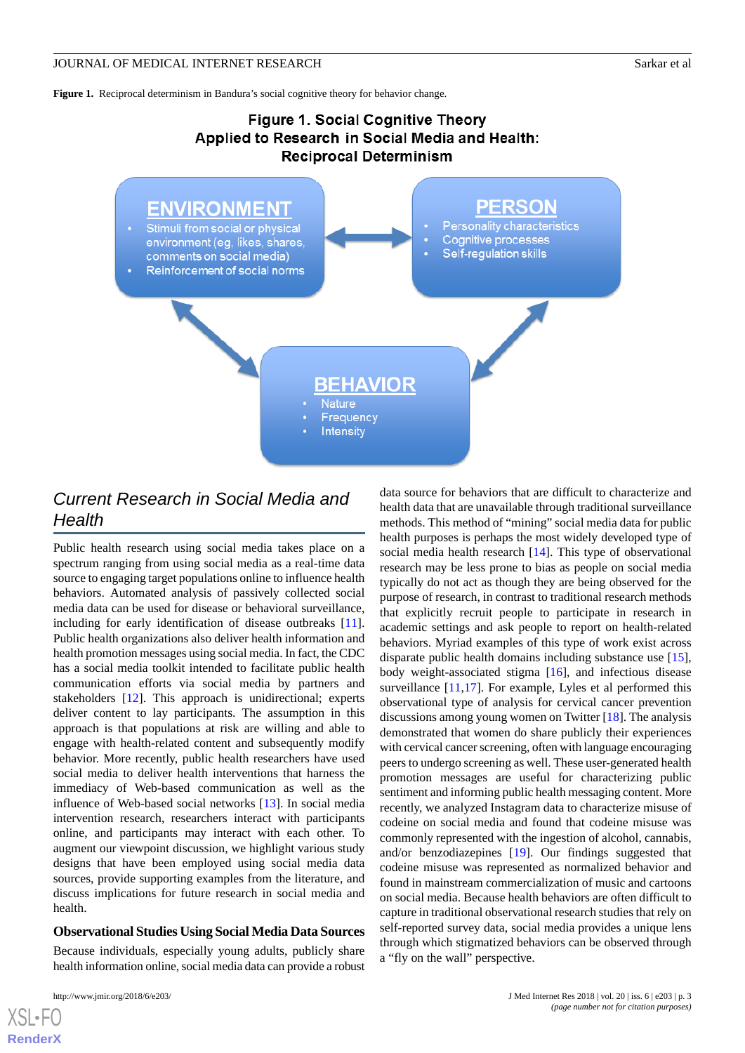**Figure 1.** Reciprocal determinism in Bandura's social cognitive theory for behavior change.

**Figure 1. Social Cognitive Theory Applied to Research in Social Media and Health: Reciprocal Determinism**

**ENVIRONMENT**
- Stimuli from social or physical environment (eg, likes, shares, comments on social media)
- Reinforcement of social norms

**PERSON**
- Personality characteristics
- Cognitive processes
- Self-regulation skills

**BEHAVIOR**
- Nature
- Frequency
- Intensity

## *Current Research in Social Media and Health*

Public health research using social media takes place on a spectrum ranging from using social media as a real-time data source to engaging target populations online to influence health behaviors. Automated analysis of passively collected social media data can be used for disease or behavioral surveillance, including for early identification of disease outbreaks [11]. Public health organizations also deliver health information and health promotion messages using social media. In fact, the CDC has a social media toolkit intended to facilitate public health communication efforts via social media by partners and stakeholders [12]. This approach is unidirectional; experts deliver content to lay participants. The assumption in this approach is that populations at risk are willing and able to engage with health-related content and subsequently modify behavior. More recently, public health researchers have used social media to deliver health interventions that harness the immediacy of Web-based communication as well as the influence of Web-based social networks [13]. In social media intervention research, researchers interact with participants online, and participants may interact with each other. To augment our viewpoint discussion, we highlight various study designs that have been employed using social media data sources, provide supporting examples from the literature, and discuss implications for future research in social media and health.

### Observational Studies Using Social Media Data Sources

Because individuals, especially young adults, publicly share health information online, social media data can provide a robust data source for behaviors that are difficult to characterize and health data that are unavailable through traditional surveillance methods. This method of "mining" social media data for public health purposes is perhaps the most widely developed type of social media health research [14]. This type of observational research may be less prone to bias as people on social media typically do not act as though they are being observed for the purpose of research, in contrast to traditional research methods that explicitly recruit people to participate in research in academic settings and ask people to report on health-related behaviors. Myriad examples of this type of work exist across disparate public health domains including substance use [15], body weight-associated stigma [16], and infectious disease surveillance [11,17]. For example, Lyles et al performed this observational type of analysis for cervical cancer prevention discussions among young women on Twitter [18]. The analysis demonstrated that women do share publicly their experiences with cervical cancer screening, often with language encouraging peers to undergo screening as well. These user-generated health promotion messages are useful for characterizing public sentiment and informing public health messaging content. More recently, we analyzed Instagram data to characterize misuse of codeine on social media and found that codeine misuse was commonly represented with the ingestion of alcohol, cannabis, and/or benzodiazepines [19]. Our findings suggested that codeine misuse was represented as normalized behavior and found in mainstream commercialization of music and cartoons on social media. Because health behaviors are often difficult to capture in traditional observational research studies that rely on self-reported survey data, social media provides a unique lens through which stigmatized behaviors can be observed through a "fly on the wall" perspective.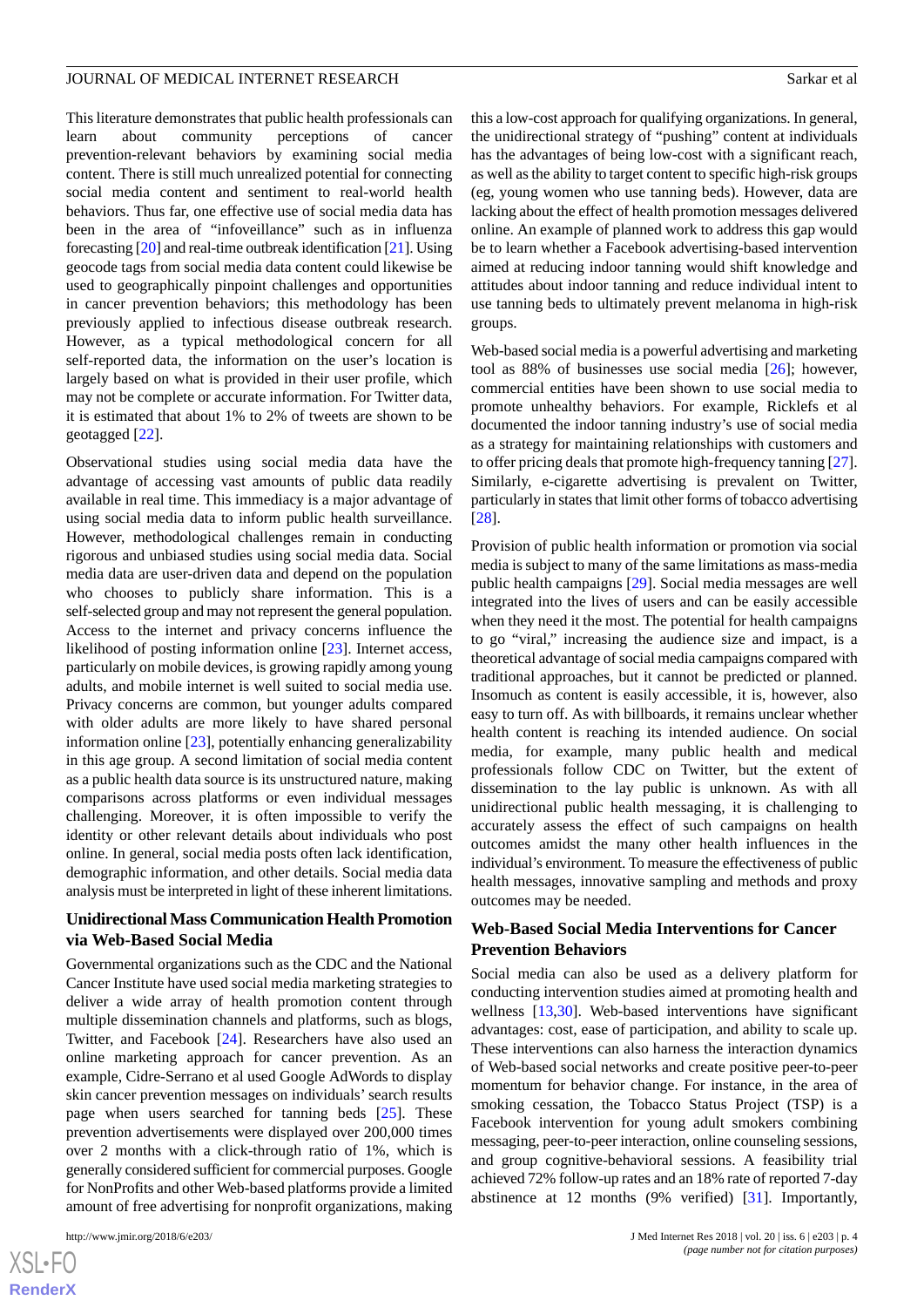This literature demonstrates that public health professionals can learn about community perceptions of cancer prevention-relevant behaviors by examining social media content. There is still much unrealized potential for connecting social media content and sentiment to real-world health behaviors. Thus far, one effective use of social media data has been in the area of "infoveillance" such as in influenza forecasting [20] and real-time outbreak identification [21]. Using geocode tags from social media data content could likewise be used to geographically pinpoint challenges and opportunities in cancer prevention behaviors; this methodology has been previously applied to infectious disease outbreak research. However, as a typical methodological concern for all self-reported data, the information on the user's location is largely based on what is provided in their user profile, which may not be complete or accurate information. For Twitter data, it is estimated that about 1% to 2% of tweets are shown to be geotagged [22].

Observational studies using social media data have the advantage of accessing vast amounts of public data readily available in real time. This immediacy is a major advantage of using social media data to inform public health surveillance. However, methodological challenges remain in conducting rigorous and unbiased studies using social media data. Social media data are user-driven data and depend on the population who chooses to publicly share information. This is a self-selected group and may not represent the general population. Access to the internet and privacy concerns influence the likelihood of posting information online [23]. Internet access, particularly on mobile devices, is growing rapidly among young adults, and mobile internet is well suited to social media use. Privacy concerns are common, but younger adults compared with older adults are more likely to have shared personal information online [23], potentially enhancing generalizability in this age group. A second limitation of social media content as a public health data source is its unstructured nature, making comparisons across platforms or even individual messages challenging. Moreover, it is often impossible to verify the identity or other relevant details about individuals who post online. In general, social media posts often lack identification, demographic information, and other details. Social media data analysis must be interpreted in light of these inherent limitations.

### Unidirectional Mass Communication Health Promotion via Web-Based Social Media

Governmental organizations such as the CDC and the National Cancer Institute have used social media marketing strategies to deliver a wide array of health promotion content through multiple dissemination channels and platforms, such as blogs, Twitter, and Facebook [24]. Researchers have also used an online marketing approach for cancer prevention. As an example, Cidre-Serrano et al used Google AdWords to display skin cancer prevention messages on individuals' search results page when users searched for tanning beds [25]. These prevention advertisements were displayed over 200,000 times over 2 months with a click-through ratio of 1%, which is generally considered sufficient for commercial purposes. Google for NonProfits and other Web-based platforms provide a limited amount of free advertising for nonprofit organizations, making this a low-cost approach for qualifying organizations. In general, the unidirectional strategy of "pushing" content at individuals has the advantages of being low-cost with a significant reach, as well as the ability to target content to specific high-risk groups (eg, young women who use tanning beds). However, data are lacking about the effect of health promotion messages delivered online. An example of planned work to address this gap would be to learn whether a Facebook advertising-based intervention aimed at reducing indoor tanning would shift knowledge and attitudes about indoor tanning and reduce individual intent to use tanning beds to ultimately prevent melanoma in high-risk groups.

Web-based social media is a powerful advertising and marketing tool as 88% of businesses use social media [26]; however, commercial entities have been shown to use social media to promote unhealthy behaviors. For example, Ricklefs et al documented the indoor tanning industry's use of social media as a strategy for maintaining relationships with customers and to offer pricing deals that promote high-frequency tanning [27]. Similarly, e-cigarette advertising is prevalent on Twitter, particularly in states that limit other forms of tobacco advertising [28].

Provision of public health information or promotion via social media is subject to many of the same limitations as mass-media public health campaigns [29]. Social media messages are well integrated into the lives of users and can be easily accessible when they need it the most. The potential for health campaigns to go "viral," increasing the audience size and impact, is a theoretical advantage of social media campaigns compared with traditional approaches, but it cannot be predicted or planned. Insomuch as content is easily accessible, it is, however, also easy to turn off. As with billboards, it remains unclear whether health content is reaching its intended audience. On social media, for example, many public health and medical professionals follow CDC on Twitter, but the extent of dissemination to the lay public is unknown. As with all unidirectional public health messaging, it is challenging to accurately assess the effect of such campaigns on health outcomes amidst the many other health influences in the individual's environment. To measure the effectiveness of public health messages, innovative sampling and methods and proxy outcomes may be needed.

### Web-Based Social Media Interventions for Cancer Prevention Behaviors

Social media can also be used as a delivery platform for conducting intervention studies aimed at promoting health and wellness [13,30]. Web-based interventions have significant advantages: cost, ease of participation, and ability to scale up. These interventions can also harness the interaction dynamics of Web-based social networks and create positive peer-to-peer momentum for behavior change. For instance, in the area of smoking cessation, the Tobacco Status Project (TSP) is a Facebook intervention for young adult smokers combining messaging, peer-to-peer interaction, online counseling sessions, and group cognitive-behavioral sessions. A feasibility trial achieved 72% follow-up rates and an 18% rate of reported 7-day abstinence at 12 months (9% verified) [31]. Importantly,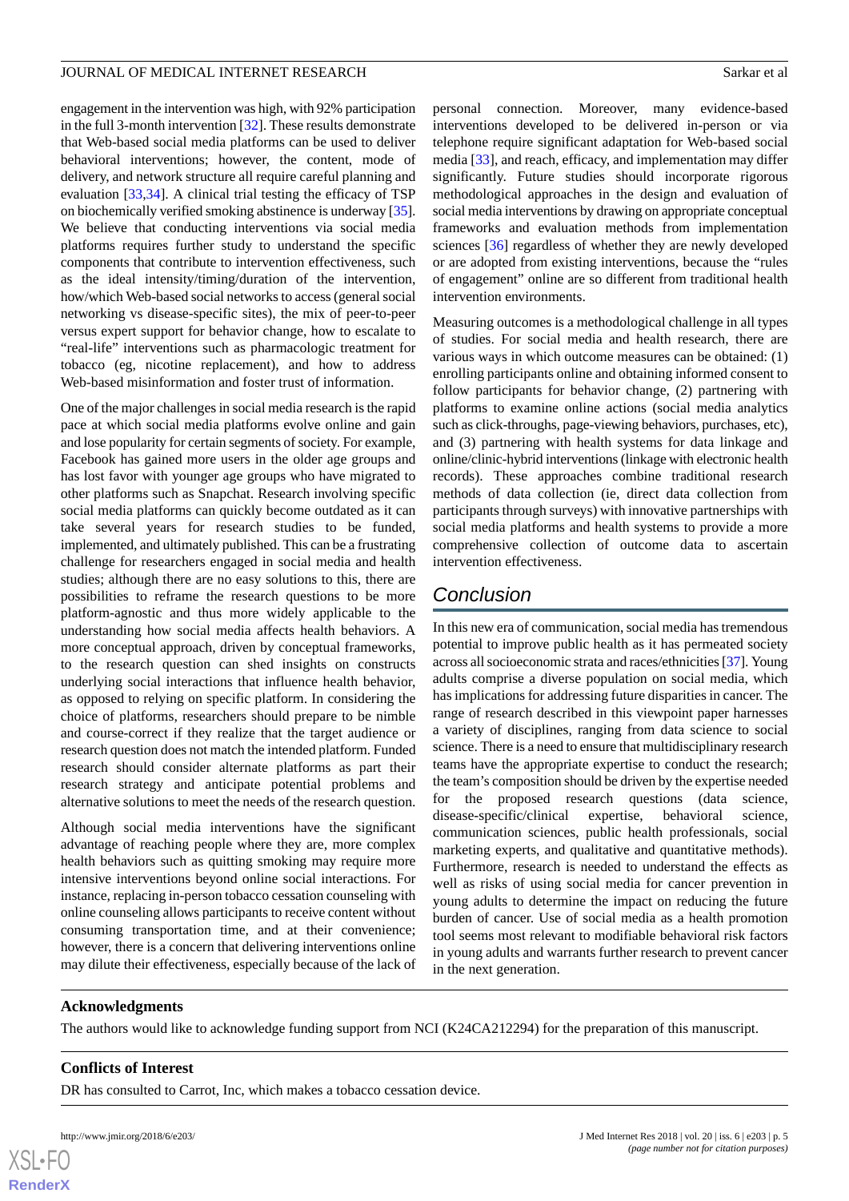engagement in the intervention was high, with 92% participation in the full 3-month intervention [32]. These results demonstrate that Web-based social media platforms can be used to deliver behavioral interventions; however, the content, mode of delivery, and network structure all require careful planning and evaluation [33,34]. A clinical trial testing the efficacy of TSP on biochemically verified smoking abstinence is underway [35]. We believe that conducting interventions via social media platforms requires further study to understand the specific components that contribute to intervention effectiveness, such as the ideal intensity/timing/duration of the intervention, how/which Web-based social networks to access (general social networking vs disease-specific sites), the mix of peer-to-peer versus expert support for behavior change, how to escalate to "real-life" interventions such as pharmacologic treatment for tobacco (eg, nicotine replacement), and how to address Web-based misinformation and foster trust of information.

One of the major challenges in social media research is the rapid pace at which social media platforms evolve online and gain and lose popularity for certain segments of society. For example, Facebook has gained more users in the older age groups and has lost favor with younger age groups who have migrated to other platforms such as Snapchat. Research involving specific social media platforms can quickly become outdated as it can take several years for research studies to be funded, implemented, and ultimately published. This can be a frustrating challenge for researchers engaged in social media and health studies; although there are no easy solutions to this, there are possibilities to reframe the research questions to be more platform-agnostic and thus more widely applicable to the understanding how social media affects health behaviors. A more conceptual approach, driven by conceptual frameworks, to the research question can shed insights on constructs underlying social interactions that influence health behavior, as opposed to relying on specific platform. In considering the choice of platforms, researchers should prepare to be nimble and course-correct if they realize that the target audience or research question does not match the intended platform. Funded research should consider alternate platforms as part their research strategy and anticipate potential problems and alternative solutions to meet the needs of the research question.

Although social media interventions have the significant advantage of reaching people where they are, more complex health behaviors such as quitting smoking may require more intensive interventions beyond online social interactions. For instance, replacing in-person tobacco cessation counseling with online counseling allows participants to receive content without consuming transportation time, and at their convenience; however, there is a concern that delivering interventions online may dilute their effectiveness, especially because of the lack of personal connection. Moreover, many evidence-based interventions developed to be delivered in-person or via telephone require significant adaptation for Web-based social media [33], and reach, efficacy, and implementation may differ significantly. Future studies should incorporate rigorous methodological approaches in the design and evaluation of social media interventions by drawing on appropriate conceptual frameworks and evaluation methods from implementation sciences [36] regardless of whether they are newly developed or are adopted from existing interventions, because the "rules of engagement" online are so different from traditional health intervention environments.

Measuring outcomes is a methodological challenge in all types of studies. For social media and health research, there are various ways in which outcome measures can be obtained: (1) enrolling participants online and obtaining informed consent to follow participants for behavior change, (2) partnering with platforms to examine online actions (social media analytics such as click-throughs, page-viewing behaviors, purchases, etc), and (3) partnering with health systems for data linkage and online/clinic-hybrid interventions (linkage with electronic health records). These approaches combine traditional research methods of data collection (ie, direct data collection from participants through surveys) with innovative partnerships with social media platforms and health systems to provide a more comprehensive collection of outcome data to ascertain intervention effectiveness.

## Conclusion

In this new era of communication, social media has tremendous potential to improve public health as it has permeated society across all socioeconomic strata and races/ethnicities [37]. Young adults comprise a diverse population on social media, which has implications for addressing future disparities in cancer. The range of research described in this viewpoint paper harnesses a variety of disciplines, ranging from data science to social science. There is a need to ensure that multidisciplinary research teams have the appropriate expertise to conduct the research; the team's composition should be driven by the expertise needed for the proposed research questions (data science, disease-specific/clinical expertise, behavioral science, communication sciences, public health professionals, social marketing experts, and qualitative and quantitative methods). Furthermore, research is needed to understand the effects as well as risks of using social media for cancer prevention in young adults to determine the impact on reducing the future burden of cancer. Use of social media as a health promotion tool seems most relevant to modifiable behavioral risk factors in young adults and warrants further research to prevent cancer in the next generation.

### Acknowledgments

The authors would like to acknowledge funding support from NCI (K24CA212294) for the preparation of this manuscript.

### Conflicts of Interest

DR has consulted to Carrot, Inc, which makes a tobacco cessation device.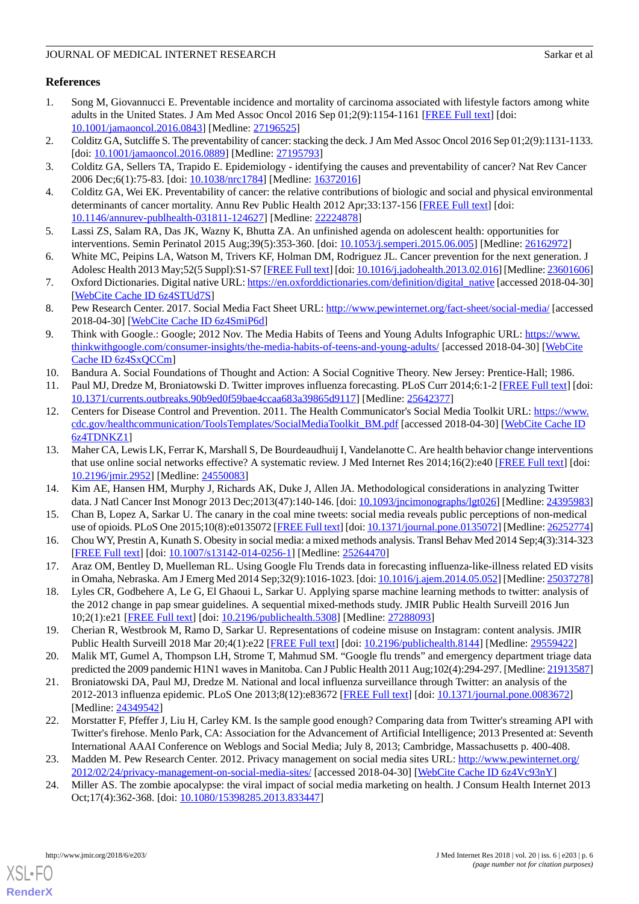## References

1. Song M, Giovannucci E. Preventable incidence and mortality of carcinoma associated with lifestyle factors among white adults in the United States. J Am Med Assoc Oncol 2016 Sep 01;2(9):1154-1161 [FREE Full text] [doi: 10.1001/jamaoncol.2016.0843] [Medline: 27196525]
2. Colditz GA, Sutcliffe S. The preventability of cancer: stacking the deck. J Am Med Assoc Oncol 2016 Sep 01;2(9):1131-1133. [doi: 10.1001/jamaoncol.2016.0889] [Medline: 27195793]
3. Colditz GA, Sellers TA, Trapido E. Epidemiology - identifying the causes and preventability of cancer? Nat Rev Cancer 2006 Dec;6(1):75-83. [doi: 10.1038/nrc1784] [Medline: 16372016]
4. Colditz GA, Wei EK. Preventability of cancer: the relative contributions of biologic and social and physical environmental determinants of cancer mortality. Annu Rev Public Health 2012 Apr;33:137-156 [FREE Full text] [doi: 10.1146/annurev-publhealth-031811-124627] [Medline: 22224878]
5. Lassi ZS, Salam RA, Das JK, Wazny K, Bhutta ZA. An unfinished agenda on adolescent health: opportunities for interventions. Semin Perinatol 2015 Aug;39(5):353-360. [doi: 10.1053/j.semperi.2015.06.005] [Medline: 26162972]
6. White MC, Peipins LA, Watson M, Trivers KF, Holman DM, Rodriguez JL. Cancer prevention for the next generation. J Adolesc Health 2013 May;52(5 Suppl):S1-S7 [FREE Full text] [doi: 10.1016/j.jadohealth.2013.02.016] [Medline: 23601606]
7. Oxford Dictionaries. Digital native URL: https://en.oxforddictionaries.com/definition/digital_native [accessed 2018-04-30] [WebCite Cache ID 6z4STUd7S]
8. Pew Research Center. 2017. Social Media Fact Sheet URL: http://www.pewinternet.org/fact-sheet/social-media/ [accessed 2018-04-30] [WebCite Cache ID 6z4SmiP6d]
9. Think with Google.: Google; 2012 Nov. The Media Habits of Teens and Young Adults Infographic URL: https://www.thinkwithgoogle.com/consumer-insights/the-media-habits-of-teens-and-young-adults/ [accessed 2018-04-30] [WebCite Cache ID 6z4SxQCCm]
10. Bandura A. Social Foundations of Thought and Action: A Social Cognitive Theory. New Jersey: Prentice-Hall; 1986.
11. Paul MJ, Dredze M, Broniatowski D. Twitter improves influenza forecasting. PLoS Curr 2014;6:1-2 [FREE Full text] [doi: 10.1371/currents.outbreaks.90b9ed0f59bae4ccaa683a39865d9117] [Medline: 25642377]
12. Centers for Disease Control and Prevention. 2011. The Health Communicator's Social Media Toolkit URL: https://www.cdc.gov/healthcommunication/ToolsTemplates/SocialMediaToolkit_BM.pdf [accessed 2018-04-30] [WebCite Cache ID 6z4TDNKZ1]
13. Maher CA, Lewis LK, Ferrar K, Marshall S, De Bourdeaudhuij I, Vandelanotte C. Are health behavior change interventions that use online social networks effective? A systematic review. J Med Internet Res 2014;16(2):e40 [FREE Full text] [doi: 10.2196/jmir.2952] [Medline: 24550083]
14. Kim AE, Hansen HM, Murphy J, Richards AK, Duke J, Allen JA. Methodological considerations in analyzing Twitter data. J Natl Cancer Inst Monogr 2013 Dec;2013(47):140-146. [doi: 10.1093/jncimonographs/lgt026] [Medline: 24395983]
15. Chan B, Lopez A, Sarkar U. The canary in the coal mine tweets: social media reveals public perceptions of non-medical use of opioids. PLoS One 2015;10(8):e0135072 [FREE Full text] [doi: 10.1371/journal.pone.0135072] [Medline: 26252774]
16. Chou WY, Prestin A, Kunath S. Obesity in social media: a mixed methods analysis. Transl Behav Med 2014 Sep;4(3):314-323 [FREE Full text] [doi: 10.1007/s13142-014-0256-1] [Medline: 25264470]
17. Araz OM, Bentley D, Muelleman RL. Using Google Flu Trends data in forecasting influenza-like-illness related ED visits in Omaha, Nebraska. Am J Emerg Med 2014 Sep;32(9):1016-1023. [doi: 10.1016/j.ajem.2014.05.052] [Medline: 25037278]
18. Lyles CR, Godbehere A, Le G, El Ghaoui L, Sarkar U. Applying sparse machine learning methods to twitter: analysis of the 2012 change in pap smear guidelines. A sequential mixed-methods study. JMIR Public Health Surveill 2016 Jun 10;2(1):e21 [FREE Full text] [doi: 10.2196/publichealth.5308] [Medline: 27288093]
19. Cherian R, Westbrook M, Ramo D, Sarkar U. Representations of codeine misuse on Instagram: content analysis. JMIR Public Health Surveill 2018 Mar 20;4(1):e22 [FREE Full text] [doi: 10.2196/publichealth.8144] [Medline: 29559422]
20. Malik MT, Gumel A, Thompson LH, Strome T, Mahmud SM. "Google flu trends" and emergency department triage data predicted the 2009 pandemic H1N1 waves in Manitoba. Can J Public Health 2011 Aug;102(4):294-297. [Medline: 21913587]
21. Broniatowski DA, Paul MJ, Dredze M. National and local influenza surveillance through Twitter: an analysis of the 2012-2013 influenza epidemic. PLoS One 2013;8(12):e83672 [FREE Full text] [doi: 10.1371/journal.pone.0083672] [Medline: 24349542]
22. Morstatter F, Pfeffer J, Liu H, Carley KM. Is the sample good enough? Comparing data from Twitter's streaming API with Twitter's firehose. Menlo Park, CA: Association for the Advancement of Artificial Intelligence; 2013 Presented at: Seventh International AAAI Conference on Weblogs and Social Media; July 8, 2013; Cambridge, Massachusetts p. 400-408.
23. Madden M. Pew Research Center. 2012. Privacy management on social media sites URL: http://www.pewinternet.org/2012/02/24/privacy-management-on-social-media-sites/ [accessed 2018-04-30] [WebCite Cache ID 6z4Vc93nY]
24. Miller AS. The zombie apocalypse: the viral impact of social media marketing on health. J Consum Health Internet 2013 Oct;17(4):362-368. [doi: 10.1080/15398285.2013.833447]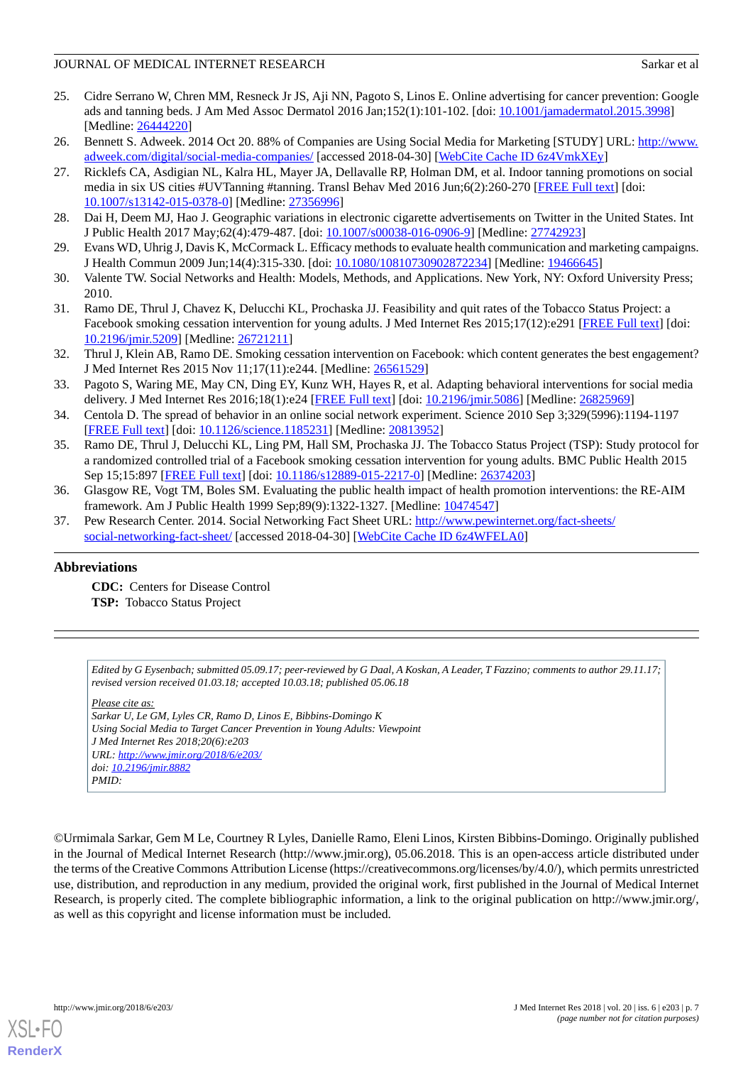25. Cidre Serrano W, Chren MM, Resneck Jr JS, Aji NN, Pagoto S, Linos E. Online advertising for cancer prevention: Google ads and tanning beds. J Am Med Assoc Dermatol 2016 Jan;152(1):101-102. [doi: 10.1001/jamadermatol.2015.3998] [Medline: 26444220]
26. Bennett S. Adweek. 2014 Oct 20. 88% of Companies are Using Social Media for Marketing [STUDY] URL: http://www.adweek.com/digital/social-media-companies/ [accessed 2018-04-30] [WebCite Cache ID 6z4VmkXEy]
27. Ricklefs CA, Asdigian NL, Kalra HL, Mayer JA, Dellavalle RP, Holman DM, et al. Indoor tanning promotions on social media in six US cities #UVTanning #tanning. Transl Behav Med 2016 Jun;6(2):260-270 [FREE Full text] [doi: 10.1007/s13142-015-0378-0] [Medline: 27356996]
28. Dai H, Deem MJ, Hao J. Geographic variations in electronic cigarette advertisements on Twitter in the United States. Int J Public Health 2017 May;62(4):479-487. [doi: 10.1007/s00038-016-0906-9] [Medline: 27742923]
29. Evans WD, Uhrig J, Davis K, McCormack L. Efficacy methods to evaluate health communication and marketing campaigns. J Health Commun 2009 Jun;14(4):315-330. [doi: 10.1080/10810730902872234] [Medline: 19466645]
30. Valente TW. Social Networks and Health: Models, Methods, and Applications. New York, NY: Oxford University Press; 2010.
31. Ramo DE, Thrul J, Chavez K, Delucchi KL, Prochaska JJ. Feasibility and quit rates of the Tobacco Status Project: a Facebook smoking cessation intervention for young adults. J Med Internet Res 2015;17(12):e291 [FREE Full text] [doi: 10.2196/jmir.5209] [Medline: 26721211]
32. Thrul J, Klein AB, Ramo DE. Smoking cessation intervention on Facebook: which content generates the best engagement? J Med Internet Res 2015 Nov 11;17(11):e244. [Medline: 26561529]
33. Pagoto S, Waring ME, May CN, Ding EY, Kunz WH, Hayes R, et al. Adapting behavioral interventions for social media delivery. J Med Internet Res 2016;18(1):e24 [FREE Full text] [doi: 10.2196/jmir.5086] [Medline: 26825969]
34. Centola D. The spread of behavior in an online social network experiment. Science 2010 Sep 3;329(5996):1194-1197 [FREE Full text] [doi: 10.1126/science.1185231] [Medline: 20813952]
35. Ramo DE, Thrul J, Delucchi KL, Ling PM, Hall SM, Prochaska JJ. The Tobacco Status Project (TSP): Study protocol for a randomized controlled trial of a Facebook smoking cessation intervention for young adults. BMC Public Health 2015 Sep 15;15:897 [FREE Full text] [doi: 10.1186/s12889-015-2217-0] [Medline: 26374203]
36. Glasgow RE, Vogt TM, Boles SM. Evaluating the public health impact of health promotion interventions: the RE-AIM framework. Am J Public Health 1999 Sep;89(9):1322-1327. [Medline: 10474547]
37. Pew Research Center. 2014. Social Networking Fact Sheet URL: http://www.pewinternet.org/fact-sheets/social-networking-fact-sheet/ [accessed 2018-04-30] [WebCite Cache ID 6z4WFELA0]

## Abbreviations

**CDC:** Centers for Disease Control
**TSP:** Tobacco Status Project

---

*Edited by G Eysenbach; submitted 05.09.17; peer-reviewed by G Daal, A Koskan, A Leader, T Fazzino; comments to author 29.11.17; revised version received 01.03.18; accepted 10.03.18; published 05.06.18*

*Please cite as:*
*Sarkar U, Le GM, Lyles CR, Ramo D, Linos E, Bibbins-Domingo K*
*Using Social Media to Target Cancer Prevention in Young Adults: Viewpoint*
*J Med Internet Res 2018;20(6):e203*
*URL: http://www.jmir.org/2018/6/e203/*
*doi: 10.2196/jmir.8882*
*PMID:*

©Urmimala Sarkar, Gem M Le, Courtney R Lyles, Danielle Ramo, Eleni Linos, Kirsten Bibbins-Domingo. Originally published in the Journal of Medical Internet Research (http://www.jmir.org), 05.06.2018. This is an open-access article distributed under the terms of the Creative Commons Attribution License (https://creativecommons.org/licenses/by/4.0/), which permits unrestricted use, distribution, and reproduction in any medium, provided the original work, first published in the Journal of Medical Internet Research, is properly cited. The complete bibliographic information, a link to the original publication on http://www.jmir.org/, as well as this copyright and license information must be included.